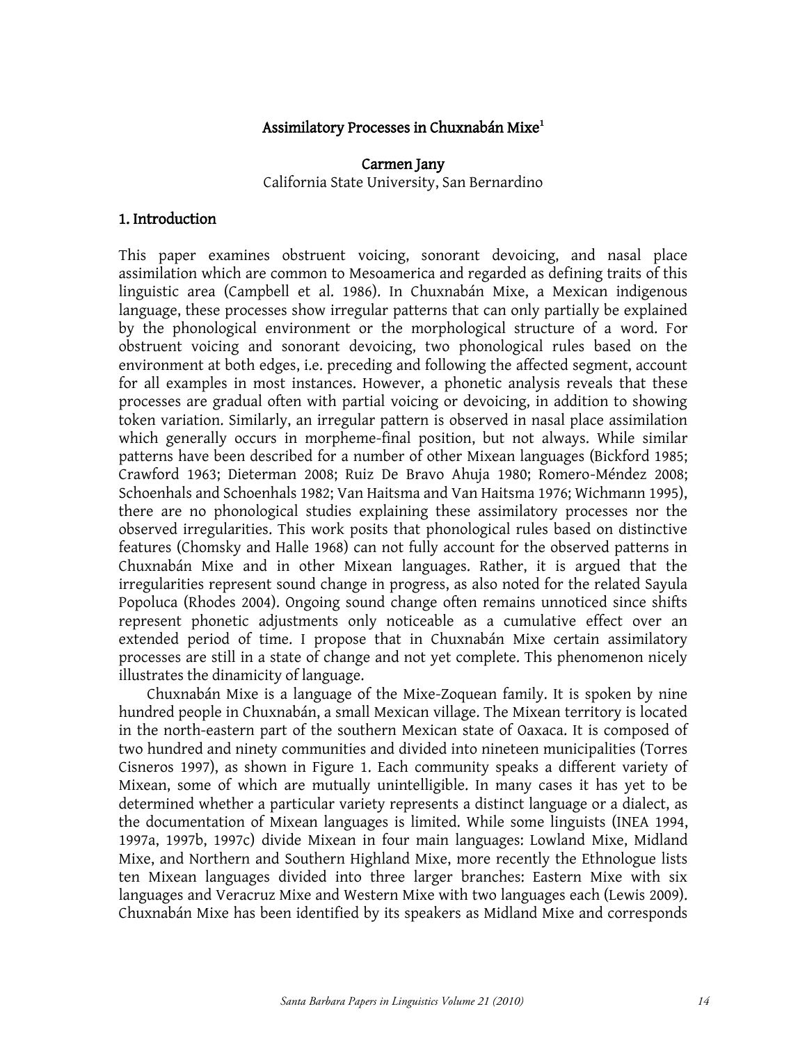# Assimilatory Processes in Chuxnabán Mixe[1]

**Carmen Jany**
California State University, San Bernardino

## 1. Introduction

This paper examines obstruent voicing, sonorant devoicing, and nasal place assimilation which are common to Mesoamerica and regarded as defining traits of this linguistic area (Campbell et al. 1986). In Chuxnabán Mixe, a Mexican indigenous language, these processes show irregular patterns that can only partially be explained by the phonological environment or the morphological structure of a word. For obstruent voicing and sonorant devoicing, two phonological rules based on the environment at both edges, i.e. preceding and following the affected segment, account for all examples in most instances. However, a phonetic analysis reveals that these processes are gradual often with partial voicing or devoicing, in addition to showing token variation. Similarly, an irregular pattern is observed in nasal place assimilation which generally occurs in morpheme-final position, but not always. While similar patterns have been described for a number of other Mixean languages (Bickford 1985; Crawford 1963; Dieterman 2008; Ruiz De Bravo Ahuja 1980; Romero-Méndez 2008; Schoenhals and Schoenhals 1982; Van Haitsma and Van Haitsma 1976; Wichmann 1995), there are no phonological studies explaining these assimilatory processes nor the observed irregularities. This work posits that phonological rules based on distinctive features (Chomsky and Halle 1968) can not fully account for the observed patterns in Chuxnabán Mixe and in other Mixean languages. Rather, it is argued that the irregularities represent sound change in progress, as also noted for the related Sayula Popoluca (Rhodes 2004). Ongoing sound change often remains unnoticed since shifts represent phonetic adjustments only noticeable as a cumulative effect over an extended period of time. I propose that in Chuxnabán Mixe certain assimilatory processes are still in a state of change and not yet complete. This phenomenon nicely illustrates the dinamicity of language.

Chuxnabán Mixe is a language of the Mixe-Zoquean family. It is spoken by nine hundred people in Chuxnabán, a small Mexican village. The Mixean territory is located in the north-eastern part of the southern Mexican state of Oaxaca. It is composed of two hundred and ninety communities and divided into nineteen municipalities (Torres Cisneros 1997), as shown in Figure 1. Each community speaks a different variety of Mixean, some of which are mutually unintelligible. In many cases it has yet to be determined whether a particular variety represents a distinct language or a dialect, as the documentation of Mixean languages is limited. While some linguists (INEA 1994, 1997a, 1997b, 1997c) divide Mixean in four main languages: Lowland Mixe, Midland Mixe, and Northern and Southern Highland Mixe, more recently the Ethnologue lists ten Mixean languages divided into three larger branches: Eastern Mixe with six languages and Veracruz Mixe and Western Mixe with two languages each (Lewis 2009). Chuxnabán Mixe has been identified by its speakers as Midland Mixe and corresponds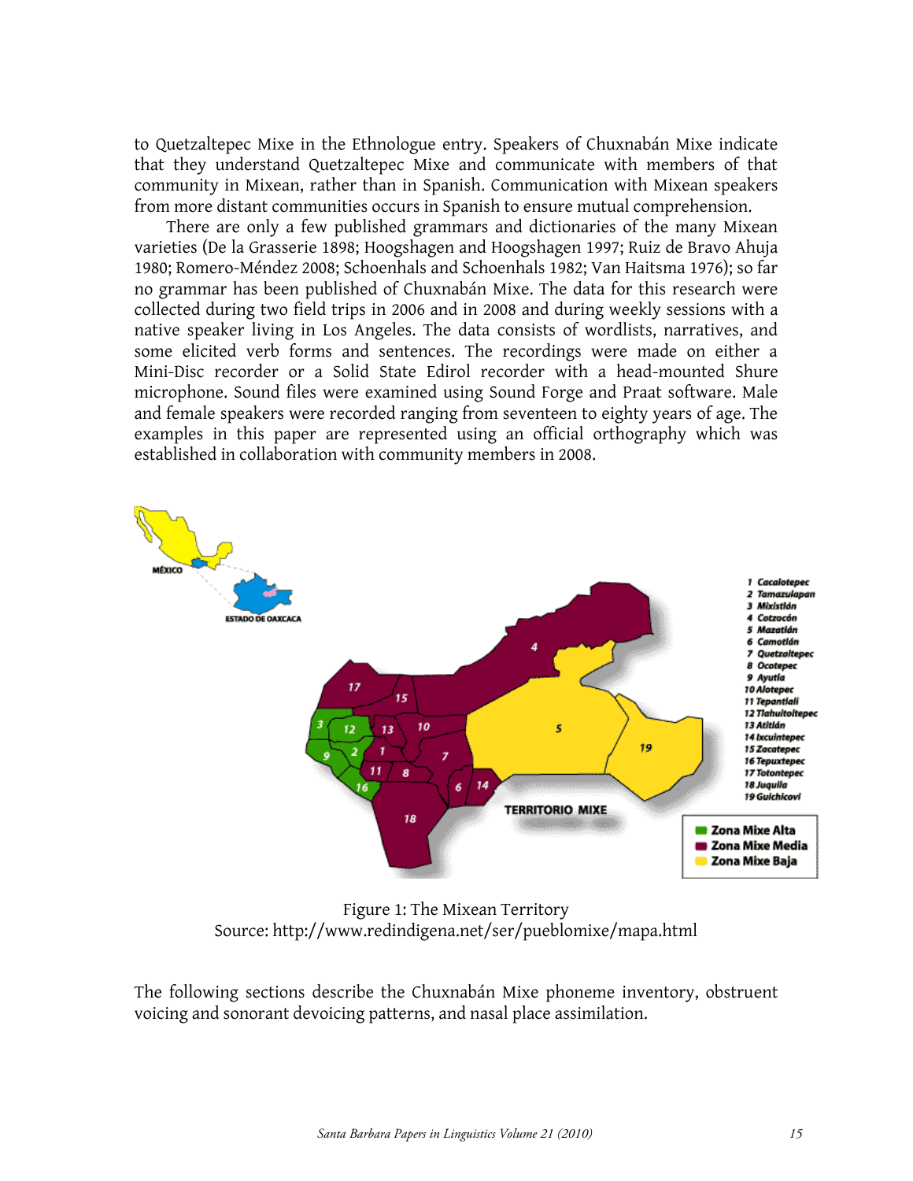to Quetzaltepec Mixe in the Ethnologue entry. Speakers of Chuxnabán Mixe indicate that they understand Quetzaltepec Mixe and communicate with members of that community in Mixean, rather than in Spanish. Communication with Mixean speakers from more distant communities occurs in Spanish to ensure mutual comprehension.

There are only a few published grammars and dictionaries of the many Mixean varieties (De la Grasserie 1898; Hoogshagen and Hoogshagen 1997; Ruiz de Bravo Ahuja 1980; Romero-Méndez 2008; Schoenhals and Schoenhals 1982; Van Haitsma 1976); so far no grammar has been published of Chuxnabán Mixe. The data for this research were collected during two field trips in 2006 and in 2008 and during weekly sessions with a native speaker living in Los Angeles. The data consists of wordlists, narratives, and some elicited verb forms and sentences. The recordings were made on either a Mini-Disc recorder or a Solid State Edirol recorder with a head-mounted Shure microphone. Sound files were examined using Sound Forge and Praat software. Male and female speakers were recorded ranging from seventeen to eighty years of age. The examples in this paper are represented using an official orthography which was established in collaboration with community members in 2008.

Figure 1: The Mixean Territory
Source: http://www.redindigena.net/ser/pueblomixe/mapa.html

The following sections describe the Chuxnabán Mixe phoneme inventory, obstruent voicing and sonorant devoicing patterns, and nasal place assimilation.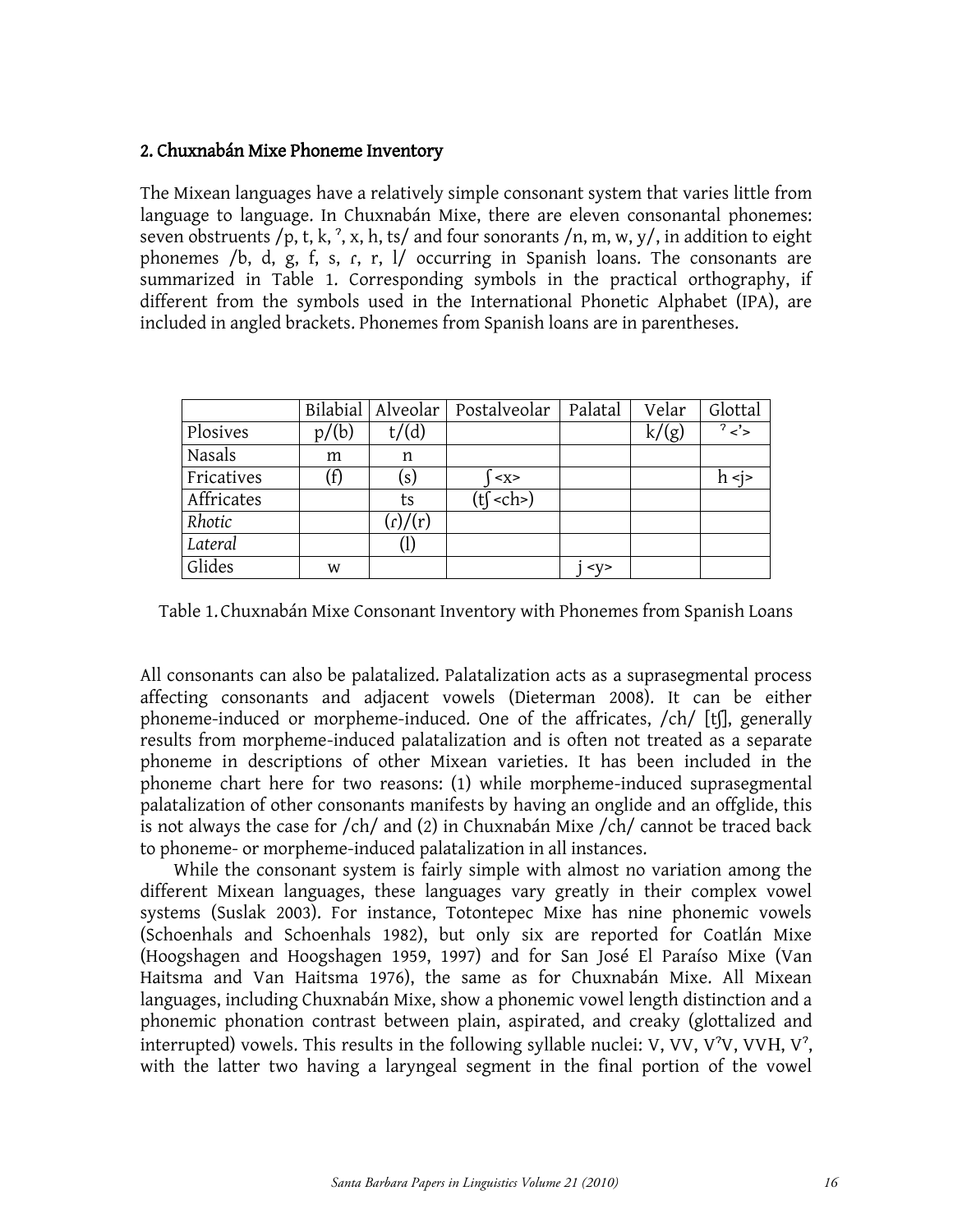## 2. Chuxnabán Mixe Phoneme Inventory

The Mixean languages have a relatively simple consonant system that varies little from language to language. In Chuxnabán Mixe, there are eleven consonantal phonemes: seven obstruents /p, t, k, ˀ, x, h, ts/ and four sonorants /n, m, w, y/, in addition to eight phonemes /b, d, g, f, s, ɾ, r, l/ occurring in Spanish loans. The consonants are summarized in Table 1. Corresponding symbols in the practical orthography, if different from the symbols used in the International Phonetic Alphabet (IPA), are included in angled brackets. Phonemes from Spanish loans are in parentheses.

| | Bilabial | Alveolar | Postalveolar | Palatal | Velar | Glottal |
|---|---|---|---|---|---|---|
| Plosives | p/(b) | t/(d) | | | k/(g) | ˀ <'> |
| Nasals | m | n | | | | |
| Fricatives | (f) | (s) | ʃ <x> | | | h <j> |
| Affricates | | ts | (tʃ <ch>) | | | |
| *Rhotic* | | (ɾ)/(r) | | | | |
| *Lateral* | | (l) | | | | |
| Glides | w | | | j <y> | | |

Table 1. Chuxnabán Mixe Consonant Inventory with Phonemes from Spanish Loans

All consonants can also be palatalized. Palatalization acts as a suprasegmental process affecting consonants and adjacent vowels (Dieterman 2008). It can be either phoneme-induced or morpheme-induced. One of the affricates, /ch/ [tʃ], generally results from morpheme-induced palatalization and is often not treated as a separate phoneme in descriptions of other Mixean varieties. It has been included in the phoneme chart here for two reasons: (1) while morpheme-induced suprasegmental palatalization of other consonants manifests by having an onglide and an offglide, this is not always the case for /ch/ and (2) in Chuxnabán Mixe /ch/ cannot be traced back to phoneme- or morpheme-induced palatalization in all instances.

While the consonant system is fairly simple with almost no variation among the different Mixean languages, these languages vary greatly in their complex vowel systems (Suslak 2003). For instance, Totontepec Mixe has nine phonemic vowels (Schoenhals and Schoenhals 1982), but only six are reported for Coatlán Mixe (Hoogshagen and Hoogshagen 1959, 1997) and for San José El Paraíso Mixe (Van Haitsma and Van Haitsma 1976), the same as for Chuxnabán Mixe. All Mixean languages, including Chuxnabán Mixe, show a phonemic vowel length distinction and a phonemic phonation contrast between plain, aspirated, and creaky (glottalized and interrupted) vowels. This results in the following syllable nuclei: V, VV, VˀV, VVH, Vˀ, with the latter two having a laryngeal segment in the final portion of the vowel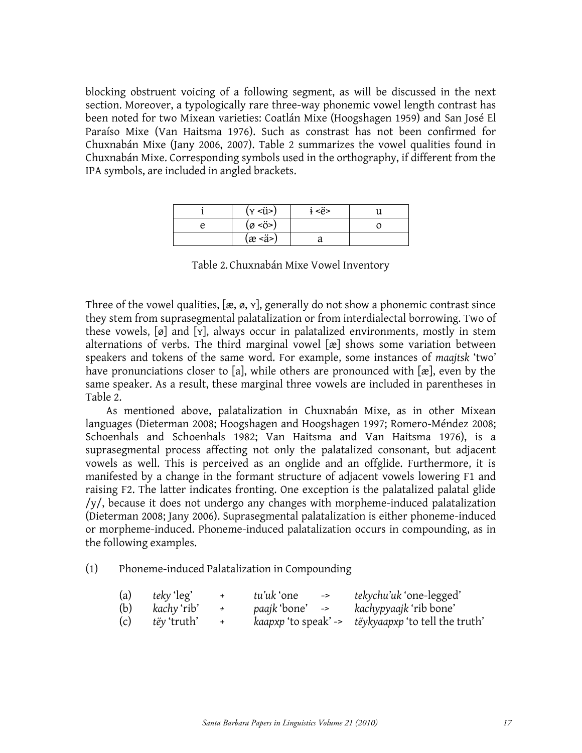blocking obstruent voicing of a following segment, as will be discussed in the next section. Moreover, a typologically rare three-way phonemic vowel length contrast has been noted for two Mixean varieties: Coatlán Mixe (Hoogshagen 1959) and San José El Paraíso Mixe (Van Haitsma 1976). Such as constrast has not been confirmed for Chuxnabán Mixe (Jany 2006, 2007). Table 2 summarizes the vowel qualities found in Chuxnabán Mixe. Corresponding symbols used in the orthography, if different from the IPA symbols, are included in angled brackets.

| i | (ʏ <ü>) | ɨ <ë> | u |
|---|---|---|---|
| e | (ø <ö>) | | o |
| | (æ <ä>) | a | |

Table 2. Chuxnabán Mixe Vowel Inventory

Three of the vowel qualities, [æ, ø, ʏ], generally do not show a phonemic contrast since they stem from suprasegmental palatalization or from interdialectal borrowing. Two of these vowels, [ø] and [ʏ], always occur in palatalized environments, mostly in stem alternations of verbs. The third marginal vowel [æ] shows some variation between speakers and tokens of the same word. For example, some instances of *maajtsk* 'two' have pronunciations closer to [a], while others are pronounced with [æ], even by the same speaker. As a result, these marginal three vowels are included in parentheses in Table 2.

As mentioned above, palatalization in Chuxnabán Mixe, as in other Mixean languages (Dieterman 2008; Hoogshagen and Hoogshagen 1997; Romero-Méndez 2008; Schoenhals and Schoenhals 1982; Van Haitsma and Van Haitsma 1976), is a suprasegmental process affecting not only the palatalized consonant, but adjacent vowels as well. This is perceived as an onglide and an offglide. Furthermore, it is manifested by a change in the formant structure of adjacent vowels lowering F1 and raising F2. The latter indicates fronting. One exception is the palatalized palatal glide /y/, because it does not undergo any changes with morpheme-induced palatalization (Dieterman 2008; Jany 2006). Suprasegmental palatalization is either phoneme-induced or morpheme-induced. Phoneme-induced palatalization occurs in compounding, as in the following examples.

(1) Phoneme-induced Palatalization in Compounding

| | | | | | |
|---|---|---|---|---|---|
| (a) | *teky* 'leg' | + | *tu'uk* 'one' | -> | *tekychu'uk* 'one-legged' |
| (b) | *kachy* 'rib' | + | *paajk* 'bone' | -> | *kachypyaajk* 'rib bone' |
| (c) | *tëy* 'truth' | + | *kaapxp* 'to speak' | -> | *tëykyaapxp* 'to tell the truth' |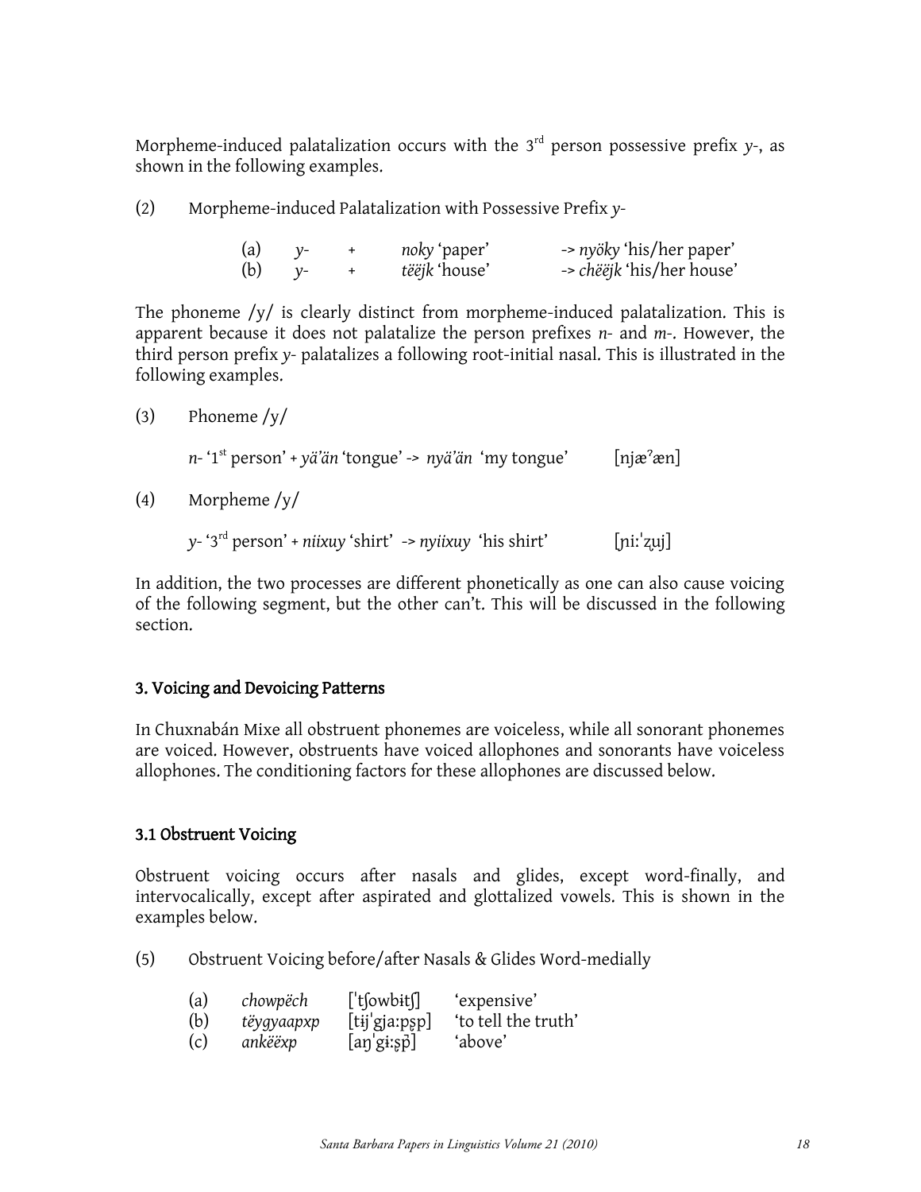Morpheme-induced palatalization occurs with the 3rd person possessive prefix *y*-, as shown in the following examples.

(2) Morpheme-induced Palatalization with Possessive Prefix *y*-

| | | | | |
|---|---|---|---|---|
| (a) | *y*- | + | *noky* 'paper' | -> *nyöky* 'his/her paper' |
| (b) | *y*- | + | *tëëjk* 'house' | -> *chëëjk* 'his/her house' |

The phoneme /y/ is clearly distinct from morpheme-induced palatalization. This is apparent because it does not palatalize the person prefixes *n*- and *m*-. However, the third person prefix *y*- palatalizes a following root-initial nasal. This is illustrated in the following examples.

(3) Phoneme /y/

*n*- '1st person' + *yä'än* 'tongue' -> *nyä'än* 'my tongue' [njæˀæn]

(4) Morpheme /y/

*y*- '3rd person' + *niixuy* 'shirt' -> *nyiixuy* 'his shirt' [ɲiːˈʐ̥uj]

In addition, the two processes are different phonetically as one can also cause voicing of the following segment, but the other can't. This will be discussed in the following section.

## 3. Voicing and Devoicing Patterns

In Chuxnabán Mixe all obstruent phonemes are voiceless, while all sonorant phonemes are voiced. However, obstruents have voiced allophones and sonorants have voiceless allophones. The conditioning factors for these allophones are discussed below.

### 3.1 Obstruent Voicing

Obstruent voicing occurs after nasals and glides, except word-finally, and intervocalically, except after aspirated and glottalized vowels. This is shown in the examples below.

(5) Obstruent Voicing before/after Nasals & Glides Word-medially

| | | | |
|---|---|---|---|
| (a) | *chowpëch* | [ˈtʃowbɨtʃ] | 'expensive' |
| (b) | *tëygyaapxp* | [tɨjˈgjaːps̥p] | 'to tell the truth' |
| (c) | *ankëëxp* | [aŋˈgɨːs̥p̄] | 'above' |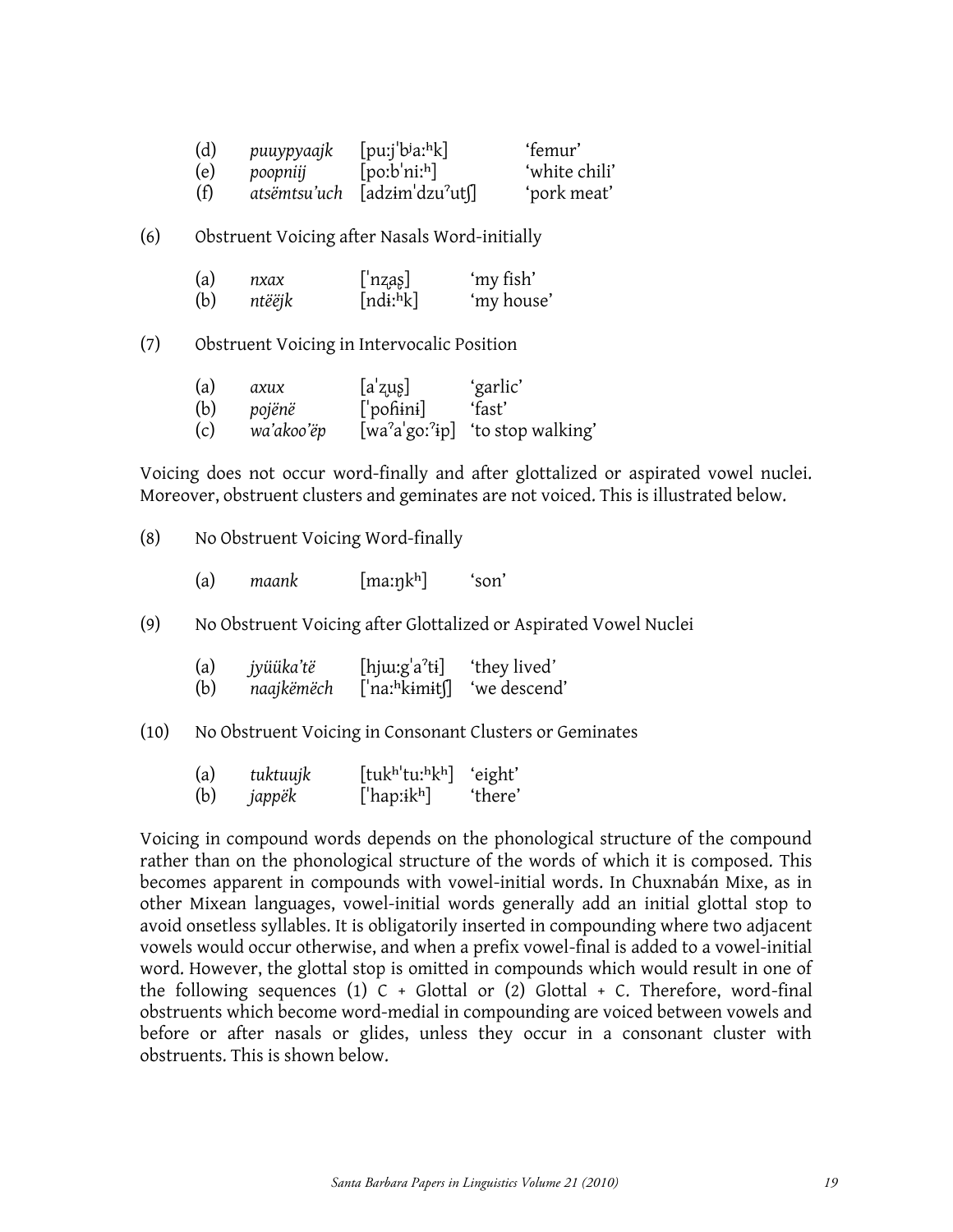| | | | |
|---|---|---|---|
| (d) | *puuypyaajk* | [puːjˈbʲaːʰk] | 'femur' |
| (e) | *poopniij* | [poːbˈniːʰ] | 'white chili' |
| (f) | *atsëmtsu'uch* | [adzɨmˈdzuˀutʃ] | 'pork meat' |

(6) Obstruent Voicing after Nasals Word-initially

| | | | |
|---|---|---|---|
| (a) | *nxax* | [ˈnʐ̥aʂ] | 'my fish' |
| (b) | *ntëëjk* | [ndɨːʰk] | 'my house' |

(7) Obstruent Voicing in Intervocalic Position

| | | | |
|---|---|---|---|
| (a) | *axux* | [aˈʐ̥uʂ] | 'garlic' |
| (b) | *pojënë* | [ˈpoɦɨnɨ] | 'fast' |
| (c) | *wa'akoo'ëp* | [waˀaˈgoːˀɨp] | 'to stop walking' |

Voicing does not occur word-finally and after glottalized or aspirated vowel nuclei. Moreover, obstruent clusters and geminates are not voiced. This is illustrated below.

(8) No Obstruent Voicing Word-finally

| | | | |
|---|---|---|---|
| (a) | *maank* | [maːŋkʰ] | 'son' |

(9) No Obstruent Voicing after Glottalized or Aspirated Vowel Nuclei

| | | | |
|---|---|---|---|
| (a) | *jyüüka'të* | [hjɯːgˈaˀtɨ] | 'they lived' |
| (b) | *naajkëmëch* | [ˈnaːʰkɨmɨtʃ] | 'we descend' |

(10) No Obstruent Voicing in Consonant Clusters or Geminates

| | | | |
|---|---|---|---|
| (a) | *tuktuujk* | [tukʰˈtuːʰkʰ] | 'eight' |
| (b) | *jappëk* | [ˈhapːɨkʰ] | 'there' |

Voicing in compound words depends on the phonological structure of the compound rather than on the phonological structure of the words of which it is composed. This becomes apparent in compounds with vowel-initial words. In Chuxnabán Mixe, as in other Mixean languages, vowel-initial words generally add an initial glottal stop to avoid onsetless syllables. It is obligatorily inserted in compounding where two adjacent vowels would occur otherwise, and when a prefix vowel-final is added to a vowel-initial word. However, the glottal stop is omitted in compounds which would result in one of the following sequences (1) C + Glottal or (2) Glottal + C. Therefore, word-final obstruents which become word-medial in compounding are voiced between vowels and before or after nasals or glides, unless they occur in a consonant cluster with obstruents. This is shown below.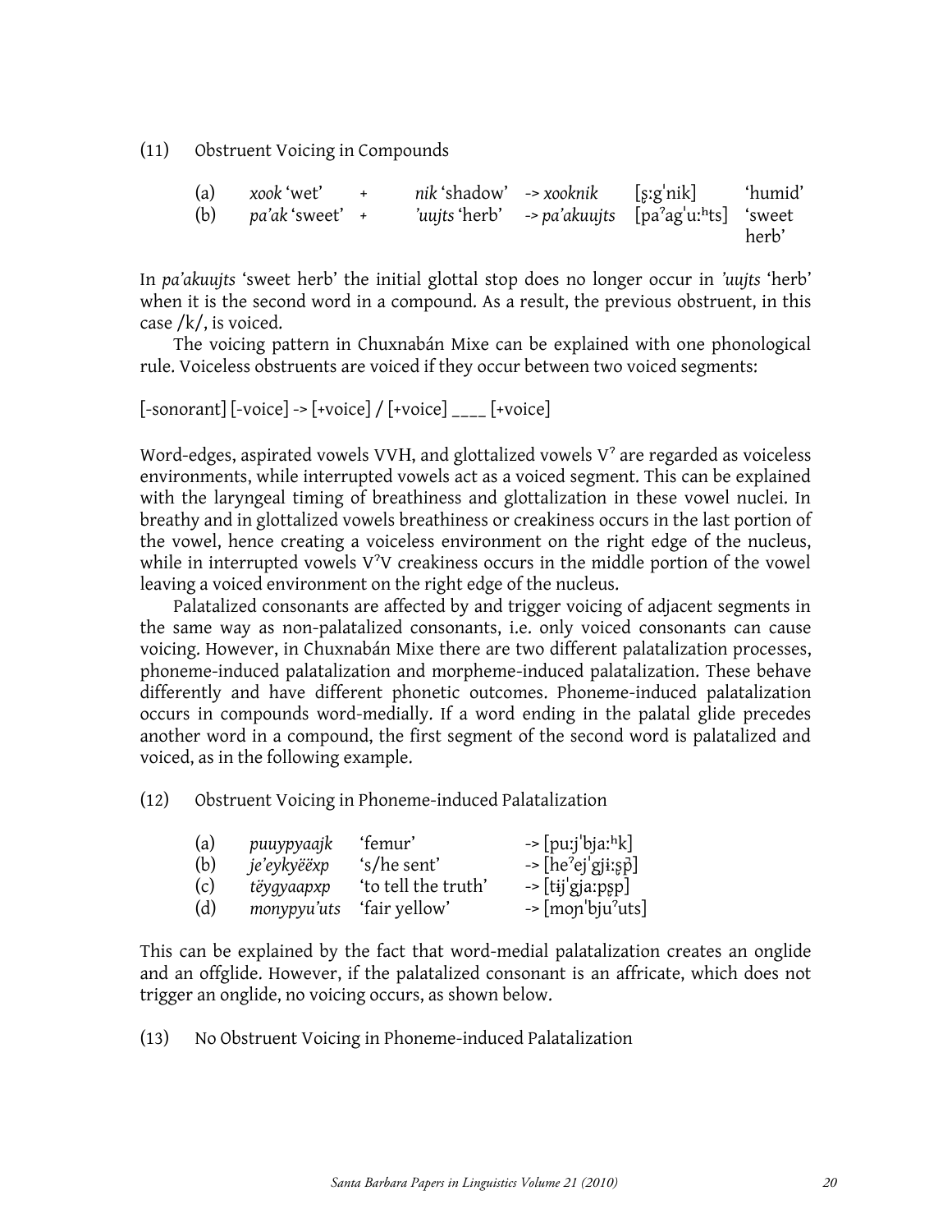(11) Obstruent Voicing in Compounds

| | | | | | | |
|---|---|---|---|---|---|---|
| (a) | *xook* 'wet' | + | *nik* 'shadow' | -> *xooknik* | [ʂ̬ːgˈnik] | 'humid' |
| (b) | *pa'ak* 'sweet' | + | *'uujts* 'herb' | -> *pa'akuujts* | [paˀagˈuːʰts] | 'sweet herb' |

In *pa'akuujts* 'sweet herb' the initial glottal stop does no longer occur in *'uujts* 'herb' when it is the second word in a compound. As a result, the previous obstruent, in this case /k/, is voiced.

The voicing pattern in Chuxnabán Mixe can be explained with one phonological rule. Voiceless obstruents are voiced if they occur between two voiced segments:

[-sonorant] [-voice] -> [+voice] / [+voice] ____ [+voice]

Word-edges, aspirated vowels VVH, and glottalized vowels Vˀ are regarded as voiceless environments, while interrupted vowels act as a voiced segment. This can be explained with the laryngeal timing of breathiness and glottalization in these vowel nuclei. In breathy and in glottalized vowels breathiness or creakiness occurs in the last portion of the vowel, hence creating a voiceless environment on the right edge of the nucleus, while in interrupted vowels VˀV creakiness occurs in the middle portion of the vowel leaving a voiced environment on the right edge of the nucleus.

Palatalized consonants are affected by and trigger voicing of adjacent segments in the same way as non-palatalized consonants, i.e. only voiced consonants can cause voicing. However, in Chuxnabán Mixe there are two different palatalization processes, phoneme-induced palatalization and morpheme-induced palatalization. These behave differently and have different phonetic outcomes. Phoneme-induced palatalization occurs in compounds word-medially. If a word ending in the palatal glide precedes another word in a compound, the first segment of the second word is palatalized and voiced, as in the following example.

(12) Obstruent Voicing in Phoneme-induced Palatalization

| | | | |
|---|---|---|---|
| (a) | *puuypyaajk* | 'femur' | -> [puːjˈbjaːʰk] |
| (b) | *je'eykyëëxp* | 's/he sent' | -> [heˀejˈgjɨːʂp̚] |
| (c) | *tëygyaapxp* | 'to tell the truth' | -> [tɨjˈgjaːpʂp] |
| (d) | *monypyu'uts* | 'fair yellow' | -> [moɲˈbjuˀuts] |

This can be explained by the fact that word-medial palatalization creates an onglide and an offglide. However, if the palatalized consonant is an affricate, which does not trigger an onglide, no voicing occurs, as shown below.

(13) No Obstruent Voicing in Phoneme-induced Palatalization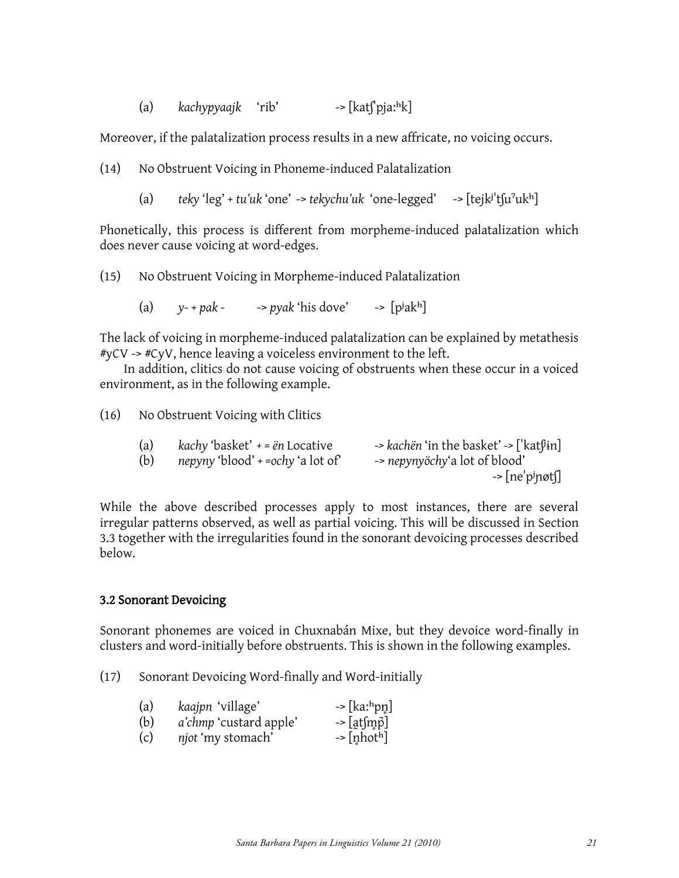(a) *kachypyaajk* 'rib' -> [katʃ͡pja:ʰk]

Moreover, if the palatalization process results in a new affricate, no voicing occurs.

(14) No Obstruent Voicing in Phoneme-induced Palatalization

(a) *teky* 'leg' + *tu'uk* 'one' -> *tekychu'uk* 'one-legged' -> [tejkʲˈtʃuˀukʰ]

Phonetically, this process is different from morpheme-induced palatalization which does never cause voicing at word-edges.

(15) No Obstruent Voicing in Morpheme-induced Palatalization

(a) *y-* + *pak* - -> *pyak* 'his dove' -> [pʲakʰ]

The lack of voicing in morpheme-induced palatalization can be explained by metathesis #yCV -> #CyV, hence leaving a voiceless environment to the left.

In addition, clitics do not cause voicing of obstruents when these occur in a voiced environment, as in the following example.

(16) No Obstruent Voicing with Clitics

(a) *kachy* 'basket' + = *ën* Locative -> *kachën* 'in the basket' -> [ˈkatʃʲɨn]
(b) *nepyny* 'blood' + =*ochy* 'a lot of' -> *nepynyöchy*'a lot of blood' -> [neˈpʲɲøtʃ]

While the above described processes apply to most instances, there are several irregular patterns observed, as well as partial voicing. This will be discussed in Section 3.3 together with the irregularities found in the sonorant devoicing processes described below.

### 3.2 Sonorant Devoicing

Sonorant phonemes are voiced in Chuxnabán Mixe, but they devoice word-finally in clusters and word-initially before obstruents. This is shown in the following examples.

(17) Sonorant Devoicing Word-finally and Word-initially

(a) *kaajpn* 'village' -> [ka:ʰpn̥]
(b) *a'chmp* 'custard apple' -> [a̰tʃm̥p̚]
(c) *njot* 'my stomach' -> [n̥hotʰ]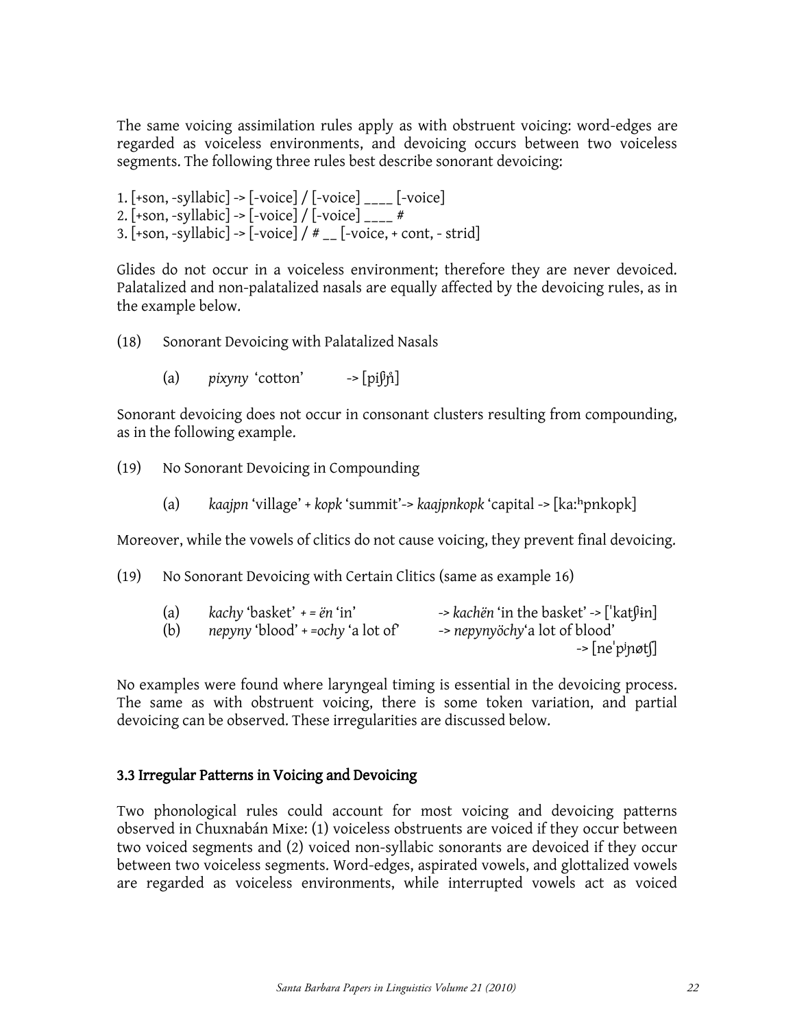The same voicing assimilation rules apply as with obstruent voicing: word-edges are regarded as voiceless environments, and devoicing occurs between two voiceless segments. The following three rules best describe sonorant devoicing:

1. [+son, -syllabic] -> [-voice] / [-voice] ____ [-voice]
2. [+son, -syllabic] -> [-voice] / [-voice] ____ #
3. [+son, -syllabic] -> [-voice] / # __ [-voice, + cont, - strid]

Glides do not occur in a voiceless environment; therefore they are never devoiced. Palatalized and non-palatalized nasals are equally affected by the devoicing rules, as in the example below.

(18) Sonorant Devoicing with Palatalized Nasals

(a) *pixyny* 'cotton' -> [piʃɲ̊]

Sonorant devoicing does not occur in consonant clusters resulting from compounding, as in the following example.

(19) No Sonorant Devoicing in Compounding

(a) *kaajpn* 'village' + *kopk* 'summit'-> *kaajpnkopk* 'capital -> [ka:ʰpnkopk]

Moreover, while the vowels of clitics do not cause voicing, they prevent final devoicing.

(19) No Sonorant Devoicing with Certain Clitics (same as example 16)

(a) *kachy* 'basket' + = *ën* 'in' -> *kachën* 'in the basket' -> [ˈkatʃɨn]
(b) *nepyny* 'blood' + =*ochy* 'a lot of' -> *nepynyöchy*'a lot of blood' -> [neˈpʲɲøtʃ]

No examples were found where laryngeal timing is essential in the devoicing process. The same as with obstruent voicing, there is some token variation, and partial devoicing can be observed. These irregularities are discussed below.

### 3.3 Irregular Patterns in Voicing and Devoicing

Two phonological rules could account for most voicing and devoicing patterns observed in Chuxnabán Mixe: (1) voiceless obstruents are voiced if they occur between two voiced segments and (2) voiced non-syllabic sonorants are devoiced if they occur between two voiceless segments. Word-edges, aspirated vowels, and glottalized vowels are regarded as voiceless environments, while interrupted vowels act as voiced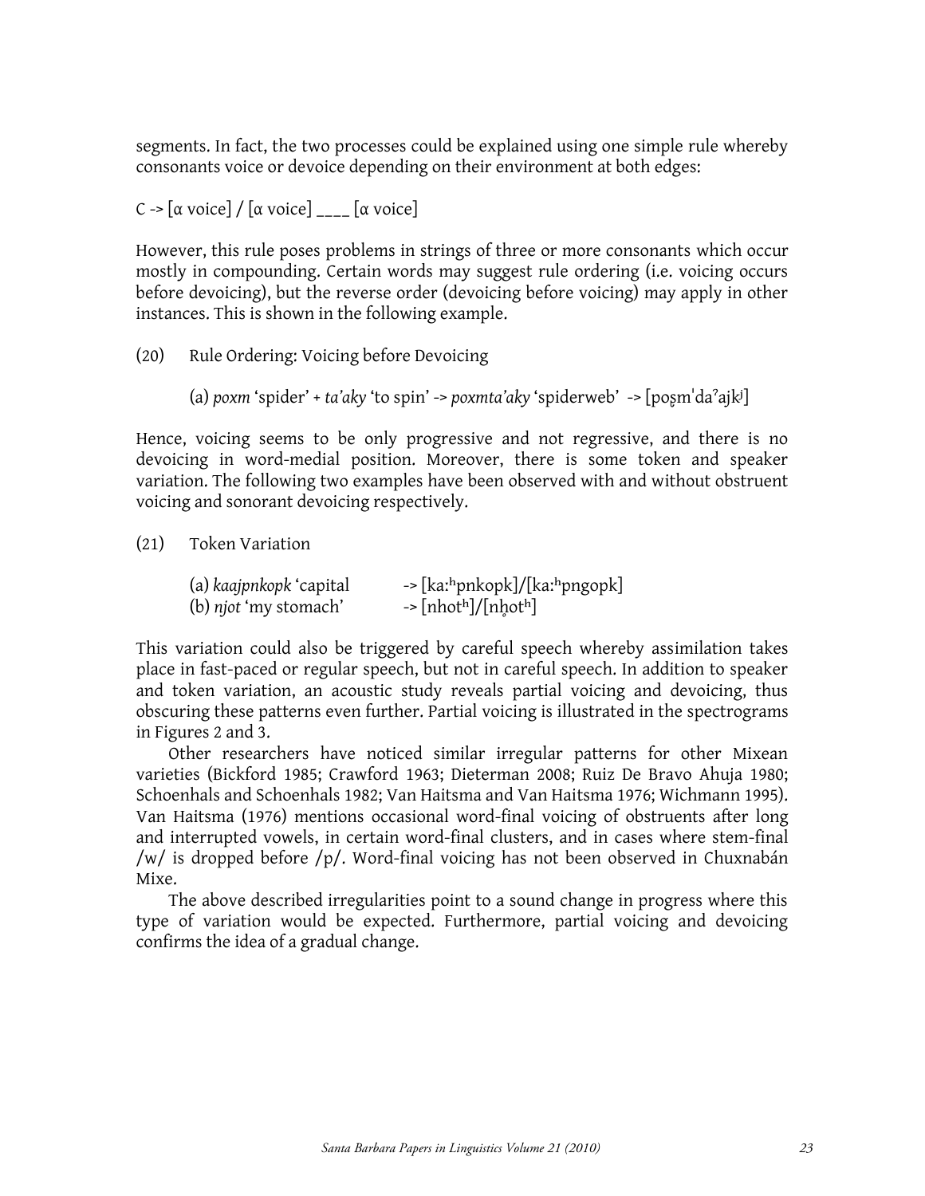segments. In fact, the two processes could be explained using one simple rule whereby consonants voice or devoice depending on their environment at both edges:

C -> [α voice] / [α voice] ____ [α voice]

However, this rule poses problems in strings of three or more consonants which occur mostly in compounding. Certain words may suggest rule ordering (i.e. voicing occurs before devoicing), but the reverse order (devoicing before voicing) may apply in other instances. This is shown in the following example.

(20) Rule Ordering: Voicing before Devoicing

(a) *poxm* 'spider' + *ta'aky* 'to spin' -> *poxmta'aky* 'spiderweb' -> [poʂmˈdaˀajkʲ]

Hence, voicing seems to be only progressive and not regressive, and there is no devoicing in word-medial position. Moreover, there is some token and speaker variation. The following two examples have been observed with and without obstruent voicing and sonorant devoicing respectively.

(21) Token Variation

(a) *kaajpnkopk* 'capital -> [ka:ʰpnkopk]/[ka:ʰpngopk]
(b) *njot* 'my stomach' -> [nhotʰ]/[nh̥otʰ]

This variation could also be triggered by careful speech whereby assimilation takes place in fast-paced or regular speech, but not in careful speech. In addition to speaker and token variation, an acoustic study reveals partial voicing and devoicing, thus obscuring these patterns even further. Partial voicing is illustrated in the spectrograms in Figures 2 and 3.

Other researchers have noticed similar irregular patterns for other Mixean varieties (Bickford 1985; Crawford 1963; Dieterman 2008; Ruiz De Bravo Ahuja 1980; Schoenhals and Schoenhals 1982; Van Haitsma and Van Haitsma 1976; Wichmann 1995). Van Haitsma (1976) mentions occasional word-final voicing of obstruents after long and interrupted vowels, in certain word-final clusters, and in cases where stem-final /w/ is dropped before /p/. Word-final voicing has not been observed in Chuxnabán Mixe.

The above described irregularities point to a sound change in progress where this type of variation would be expected. Furthermore, partial voicing and devoicing confirms the idea of a gradual change.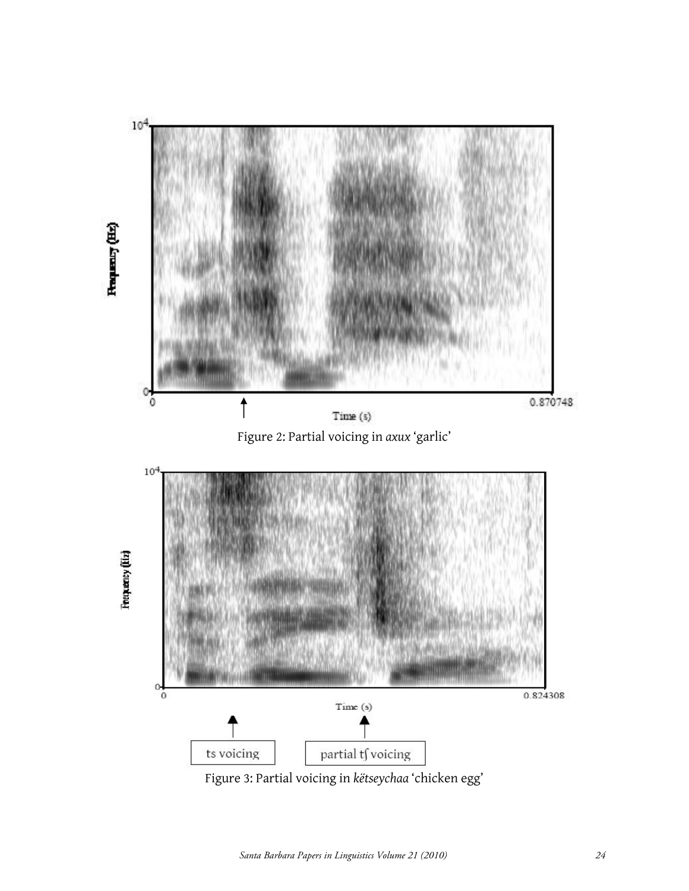Figure 2: Partial voicing in *axux* 'garlic'

Figure 3: Partial voicing in *këtseychaa* 'chicken egg'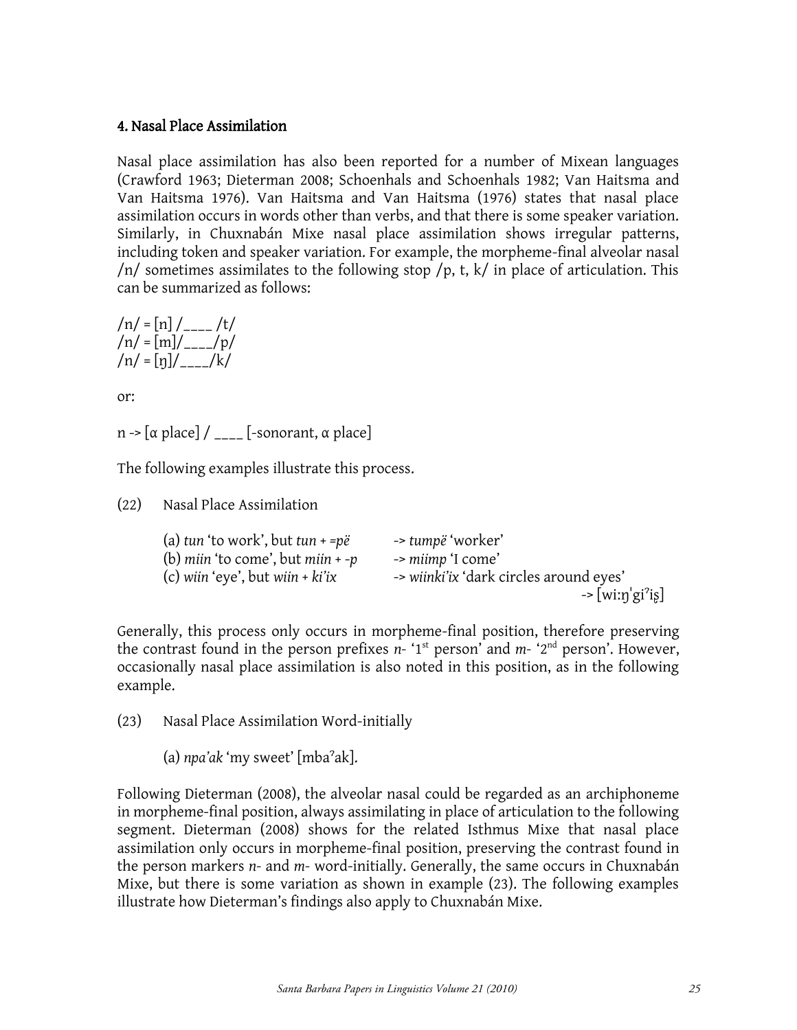## 4. Nasal Place Assimilation

Nasal place assimilation has also been reported for a number of Mixean languages (Crawford 1963; Dieterman 2008; Schoenhals and Schoenhals 1982; Van Haitsma and Van Haitsma 1976). Van Haitsma and Van Haitsma (1976) states that nasal place assimilation occurs in words other than verbs, and that there is some speaker variation. Similarly, in Chuxnabán Mixe nasal place assimilation shows irregular patterns, including token and speaker variation. For example, the morpheme-final alveolar nasal /n/ sometimes assimilates to the following stop /p, t, k/ in place of articulation. This can be summarized as follows:

/n/ = [n] /____ /t/
/n/ = [m]/____/p/
/n/ = [ŋ]/____/k/

or:

n -> [α place] / ____ [-sonorant, α place]

The following examples illustrate this process.

(22) Nasal Place Assimilation

(a) *tun* 'to work', but *tun + =pë* -> *tumpë* 'worker'
(b) *miin* 'to come', but *miin + -p* -> *miimp* 'I come'
(c) *wiin* 'eye', but *wiin + ki'ix* -> *wiinki'ix* 'dark circles around eyes' -> [wiːŋˈgiˀiʂ]

Generally, this process only occurs in morpheme-final position, therefore preserving the contrast found in the person prefixes *n-* '1st person' and *m-* '2nd person'. However, occasionally nasal place assimilation is also noted in this position, as in the following example.

(23) Nasal Place Assimilation Word-initially

(a) *npa'ak* 'my sweet' [mbaˀak].

Following Dieterman (2008), the alveolar nasal could be regarded as an archiphoneme in morpheme-final position, always assimilating in place of articulation to the following segment. Dieterman (2008) shows for the related Isthmus Mixe that nasal place assimilation only occurs in morpheme-final position, preserving the contrast found in the person markers *n-* and *m-* word-initially. Generally, the same occurs in Chuxnabán Mixe, but there is some variation as shown in example (23). The following examples illustrate how Dieterman's findings also apply to Chuxnabán Mixe.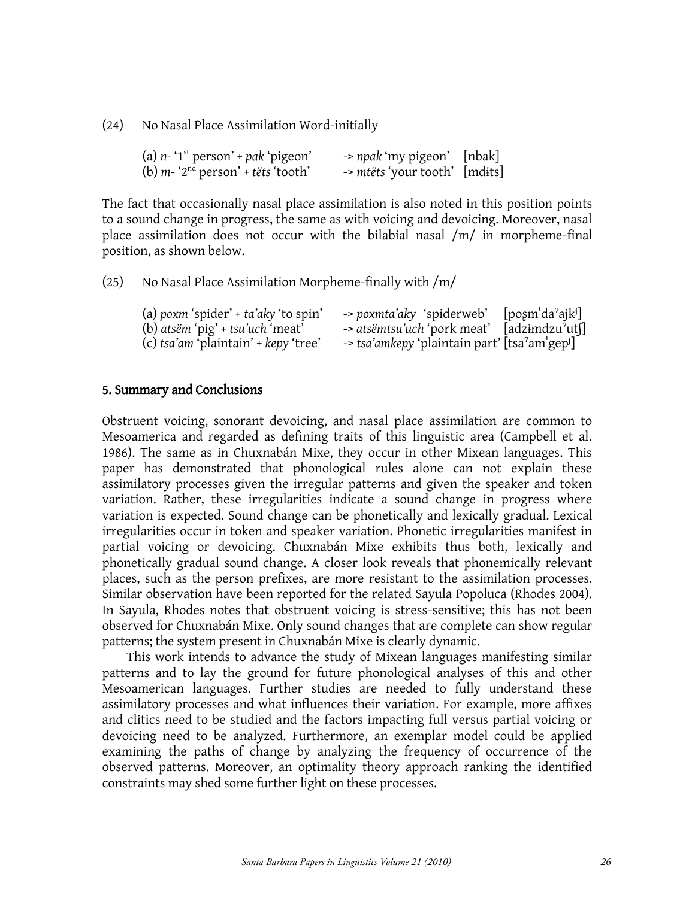(24) No Nasal Place Assimilation Word-initially

(a) *n-* '1st person' + *pak* 'pigeon' -> *npak* 'my pigeon' [nbak]
(b) *m-* '2nd person' + *tëts* 'tooth' -> *mtëts* 'your tooth' [mdɨts]

The fact that occasionally nasal place assimilation is also noted in this position points to a sound change in progress, the same as with voicing and devoicing. Moreover, nasal place assimilation does not occur with the bilabial nasal /m/ in morpheme-final position, as shown below.

(25) No Nasal Place Assimilation Morpheme-finally with /m/

(a) *poxm* 'spider' + *ta'aky* 'to spin' -> *poxmta'aky* 'spiderweb' [poʂmˈdaˀajkʲ]
(b) *atsëm* 'pig' + *tsu'uch* 'meat' -> *atsëmtsu'uch* 'pork meat' [adzɨmdzuˀutʃ]
(c) *tsa'am* 'plaintain' + *kepy* 'tree' -> *tsa'amkepy* 'plaintain part' [tsaˀamˈgepʲ]

## 5. Summary and Conclusions

Obstruent voicing, sonorant devoicing, and nasal place assimilation are common to Mesoamerica and regarded as defining traits of this linguistic area (Campbell et al. 1986). The same as in Chuxnabán Mixe, they occur in other Mixean languages. This paper has demonstrated that phonological rules alone can not explain these assimilatory processes given the irregular patterns and given the speaker and token variation. Rather, these irregularities indicate a sound change in progress where variation is expected. Sound change can be phonetically and lexically gradual. Lexical irregularities occur in token and speaker variation. Phonetic irregularities manifest in partial voicing or devoicing. Chuxnabán Mixe exhibits thus both, lexically and phonetically gradual sound change. A closer look reveals that phonemically relevant places, such as the person prefixes, are more resistant to the assimilation processes. Similar observation have been reported for the related Sayula Popoluca (Rhodes 2004). In Sayula, Rhodes notes that obstruent voicing is stress-sensitive; this has not been observed for Chuxnabán Mixe. Only sound changes that are complete can show regular patterns; the system present in Chuxnabán Mixe is clearly dynamic.

This work intends to advance the study of Mixean languages manifesting similar patterns and to lay the ground for future phonological analyses of this and other Mesoamerican languages. Further studies are needed to fully understand these assimilatory processes and what influences their variation. For example, more affixes and clitics need to be studied and the factors impacting full versus partial voicing or devoicing need to be analyzed. Furthermore, an exemplar model could be applied examining the paths of change by analyzing the frequency of occurrence of the observed patterns. Moreover, an optimality theory approach ranking the identified constraints may shed some further light on these processes.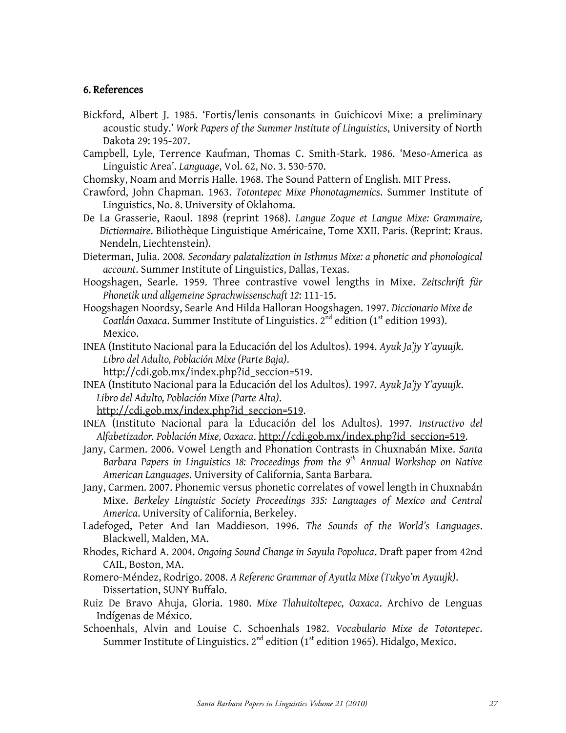## 6. References

Bickford, Albert J. 1985. 'Fortis/lenis consonants in Guichicovi Mixe: a preliminary acoustic study.' *Work Papers of the Summer Institute of Linguistics*, University of North Dakota 29: 195-207.

Campbell, Lyle, Terrence Kaufman, Thomas C. Smith-Stark. 1986. 'Meso-America as Linguistic Area'. *Language*, Vol. 62, No. 3. 530-570.

Chomsky, Noam and Morris Halle. 1968. The Sound Pattern of English. MIT Press.

Crawford, John Chapman. 1963. *Totontepec Mixe Phonotagmemics*. Summer Institute of Linguistics, No. 8. University of Oklahoma.

De La Grasserie, Raoul. 1898 (reprint 1968). *Langue Zoque et Langue Mixe: Grammaire, Dictionnaire*. Biliothèque Linguistique Américaine, Tome XXII. Paris. (Reprint: Kraus. Nendeln, Liechtenstein).

Dieterman, Julia. 2008*. Secondary palatalization in Isthmus Mixe: a phonetic and phonological account*. Summer Institute of Linguistics, Dallas, Texas.

Hoogshagen, Searle. 1959. Three contrastive vowel lengths in Mixe. *Zeitschrift für Phonetik und allgemeine Sprachwissenschaft 12*: 111-15.

Hoogshagen Noordsy, Searle And Hilda Halloran Hoogshagen. 1997. *Diccionario Mixe de Coatlán Oaxaca*. Summer Institute of Linguistics. 2nd edition (1st edition 1993). Mexico.

INEA (Instituto Nacional para la Educación del los Adultos). 1994. *Ayuk Ja'jy Y'ayuujk. Libro del Adulto, Población Mixe (Parte Baja)*. http://cdi.gob.mx/index.php?id_seccion=519.

INEA (Instituto Nacional para la Educación del los Adultos). 1997. *Ayuk Ja'jy Y'ayuujk. Libro del Adulto, Población Mixe (Parte Alta)*. http://cdi.gob.mx/index.php?id_seccion=519.

INEA (Instituto Nacional para la Educación del los Adultos). 1997. *Instructivo del Alfabetizador. Población Mixe, Oaxaca*. http://cdi.gob.mx/index.php?id_seccion=519.

Jany, Carmen. 2006. Vowel Length and Phonation Contrasts in Chuxnabán Mixe. *Santa Barbara Papers in Linguistics 18: Proceedings from the 9th Annual Workshop on Native American Languages*. University of California, Santa Barbara.

Jany, Carmen. 2007. Phonemic versus phonetic correlates of vowel length in Chuxnabán Mixe. *Berkeley Linguistic Society Proceedings 33S: Languages of Mexico and Central America*. University of California, Berkeley.

Ladefoged, Peter And Ian Maddieson. 1996. *The Sounds of the World's Languages*. Blackwell, Malden, MA.

Rhodes, Richard A. 2004. *Ongoing Sound Change in Sayula Popoluca*. Draft paper from 42nd CAIL, Boston, MA.

Romero-Méndez, Rodrigo. 2008. *A Referenc Grammar of Ayutla Mixe (Tukyo'm Ayuujk)*. Dissertation, SUNY Buffalo.

Ruiz De Bravo Ahuja, Gloria. 1980. *Mixe Tlahuitoltepec, Oaxaca*. Archivo de Lenguas Indígenas de México.

Schoenhals, Alvin and Louise C. Schoenhals 1982. *Vocabulario Mixe de Totontepec*. Summer Institute of Linguistics. 2nd edition (1st edition 1965). Hidalgo, Mexico.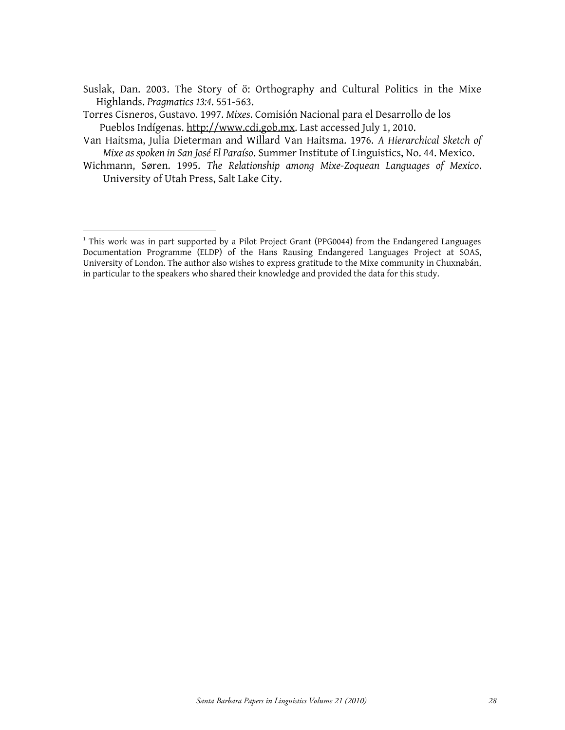Suslak, Dan. 2003. The Story of ö: Orthography and Cultural Politics in the Mixe Highlands. *Pragmatics 13:4*. 551-563.

Torres Cisneros, Gustavo. 1997. *Mixes*. Comisión Nacional para el Desarrollo de los Pueblos Indígenas. http://www.cdi.gob.mx. Last accessed July 1, 2010.

Van Haitsma, Julia Dieterman and Willard Van Haitsma. 1976. *A Hierarchical Sketch of Mixe as spoken in San José El Paraíso*. Summer Institute of Linguistics, No. 44. Mexico.

Wichmann, Søren. 1995. *The Relationship among Mixe-Zoquean Languages of Mexico*. University of Utah Press, Salt Lake City.

---

[1] This work was in part supported by a Pilot Project Grant (PPG0044) from the Endangered Languages Documentation Programme (ELDP) of the Hans Rausing Endangered Languages Project at SOAS, University of London. The author also wishes to express gratitude to the Mixe community in Chuxnabán, in particular to the speakers who shared their knowledge and provided the data for this study.